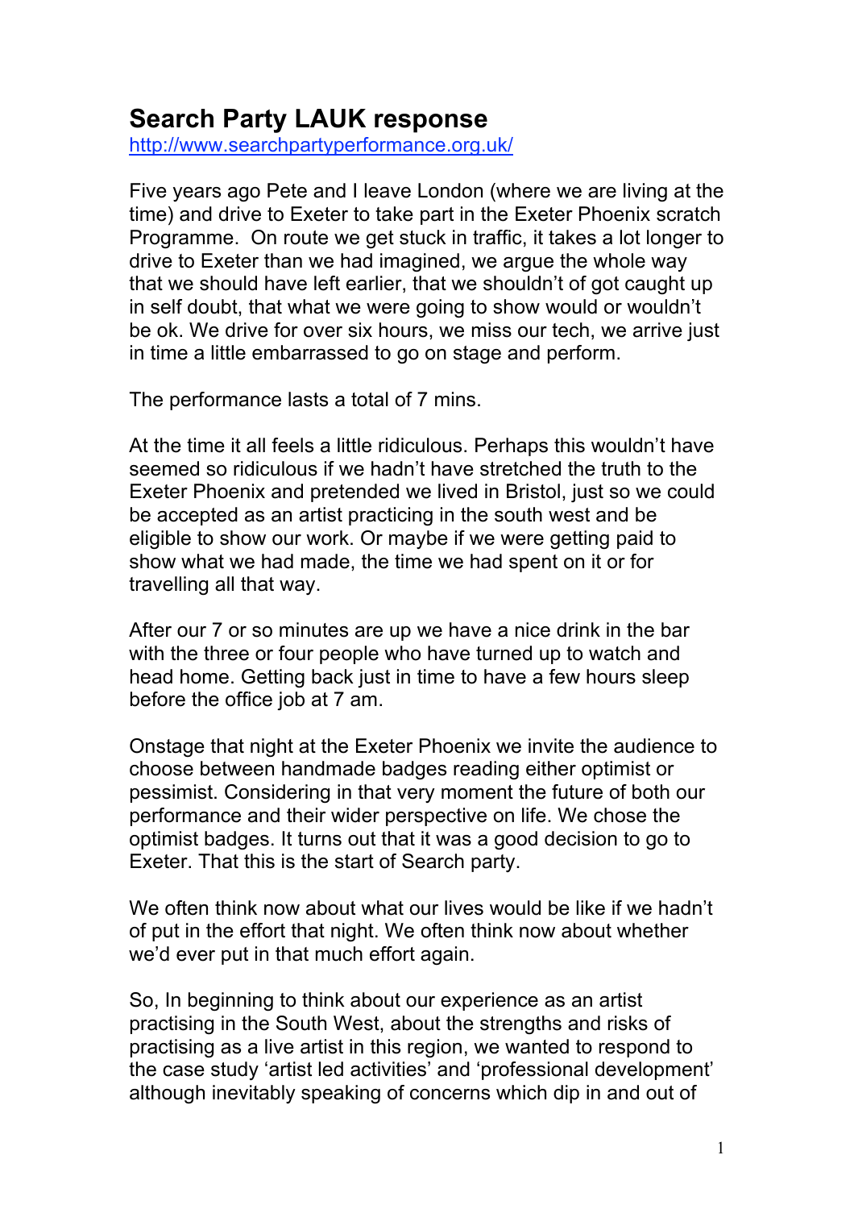# Search Party LAUK response

http://www.searchpartyperformance.org.uk/

Five years ago Pete and I leave London (where we are living at the time) and drive to Exeter to take part in the Exeter Phoenix scratch Programme. On route we get stuck in traffic, it takes a lot longer to drive to Exeter than we had imagined, we argue the whole way that we should have left earlier, that we shouldn't of got caught up in self doubt, that what we were going to show would or wouldn't be ok. We drive for over six hours, we miss our tech, we arrive just in time a little embarrassed to go on stage and perform.

The performance lasts a total of 7 mins.

At the time it all feels a little ridiculous. Perhaps this wouldn't have seemed so ridiculous if we hadn't have stretched the truth to the Exeter Phoenix and pretended we lived in Bristol, just so we could be accepted as an artist practicing in the south west and be eligible to show our work. Or maybe if we were getting paid to show what we had made, the time we had spent on it or for travelling all that way.

After our 7 or so minutes are up we have a nice drink in the bar with the three or four people who have turned up to watch and head home. Getting back just in time to have a few hours sleep before the office job at 7 am.

Onstage that night at the Exeter Phoenix we invite the audience to choose between handmade badges reading either optimist or pessimist. Considering in that very moment the future of both our performance and their wider perspective on life. We chose the optimist badges. It turns out that it was a good decision to go to Exeter. That this is the start of Search party.

We often think now about what our lives would be like if we hadn't of put in the effort that night. We often think now about whether we'd ever put in that much effort again.

So, In beginning to think about our experience as an artist practising in the South West, about the strengths and risks of practising as a live artist in this region, we wanted to respond to the case study 'artist led activities' and 'professional development' although inevitably speaking of concerns which dip in and out of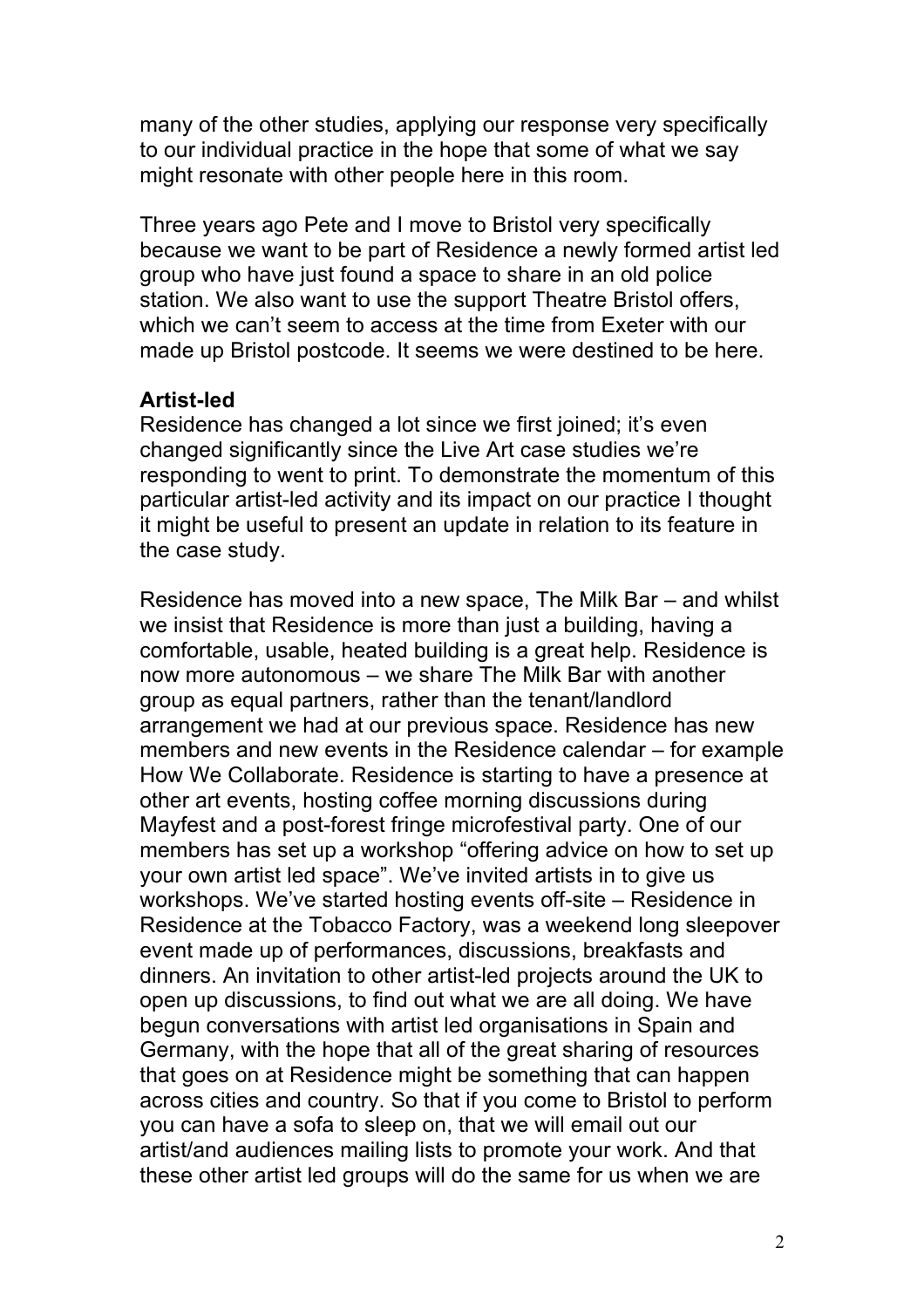many of the other studies, applying our response very specifically to our individual practice in the hope that some of what we say might resonate with other people here in this room.

Three years ago Pete and I move to Bristol very specifically because we want to be part of Residence a newly formed artist led group who have just found a space to share in an old police station. We also want to use the support Theatre Bristol offers, which we can't seem to access at the time from Exeter with our made up Bristol postcode. It seems we were destined to be here.

**Artist-led**

Residence has changed a lot since we first joined; it's even changed significantly since the Live Art case studies we're responding to went to print. To demonstrate the momentum of this particular artist-led activity and its impact on our practice I thought it might be useful to present an update in relation to its feature in the case study.

Residence has moved into a new space, The Milk Bar – and whilst we insist that Residence is more than just a building, having a comfortable, usable, heated building is a great help. Residence is now more autonomous – we share The Milk Bar with another group as equal partners, rather than the tenant/landlord arrangement we had at our previous space. Residence has new members and new events in the Residence calendar – for example How We Collaborate. Residence is starting to have a presence at other art events, hosting coffee morning discussions during Mayfest and a post-forest fringe microfestival party. One of our members has set up a workshop "offering advice on how to set up your own artist led space". We've invited artists in to give us workshops. We've started hosting events off-site – Residence in Residence at the Tobacco Factory, was a weekend long sleepover event made up of performances, discussions, breakfasts and dinners. An invitation to other artist-led projects around the UK to open up discussions, to find out what we are all doing. We have begun conversations with artist led organisations in Spain and Germany, with the hope that all of the great sharing of resources that goes on at Residence might be something that can happen across cities and country. So that if you come to Bristol to perform you can have a sofa to sleep on, that we will email out our artist/and audiences mailing lists to promote your work. And that these other artist led groups will do the same for us when we are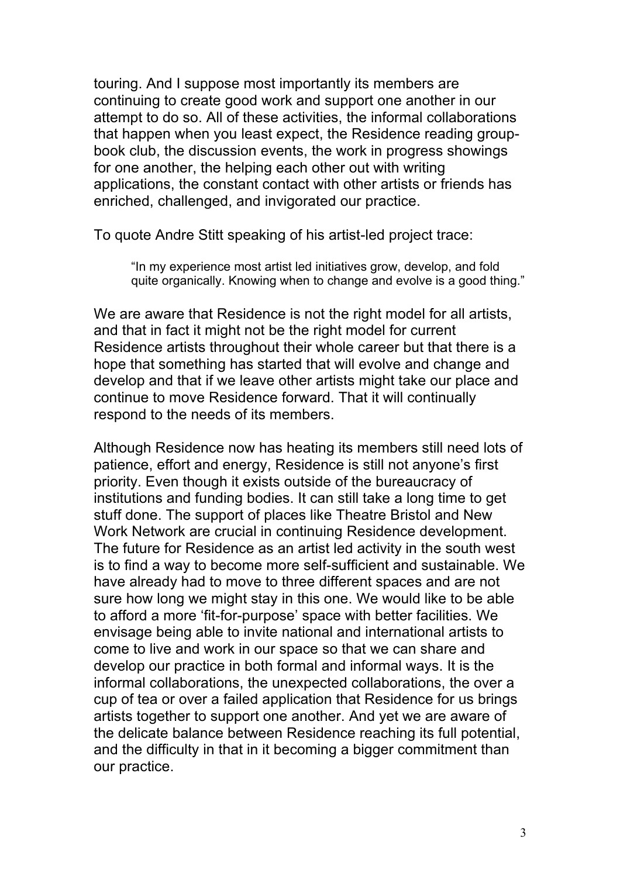touring. And I suppose most importantly its members are continuing to create good work and support one another in our attempt to do so. All of these activities, the informal collaborations that happen when you least expect, the Residence reading group-book club, the discussion events, the work in progress showings for one another, the helping each other out with writing applications, the constant contact with other artists or friends has enriched, challenged, and invigorated our practice.

To quote Andre Stitt speaking of his artist-led project trace:

> "In my experience most artist led initiatives grow, develop, and fold quite organically. Knowing when to change and evolve is a good thing."

We are aware that Residence is not the right model for all artists, and that in fact it might not be the right model for current Residence artists throughout their whole career but that there is a hope that something has started that will evolve and change and develop and that if we leave other artists might take our place and continue to move Residence forward. That it will continually respond to the needs of its members.

Although Residence now has heating its members still need lots of patience, effort and energy, Residence is still not anyone's first priority. Even though it exists outside of the bureaucracy of institutions and funding bodies. It can still take a long time to get stuff done. The support of places like Theatre Bristol and New Work Network are crucial in continuing Residence development. The future for Residence as an artist led activity in the south west is to find a way to become more self-sufficient and sustainable. We have already had to move to three different spaces and are not sure how long we might stay in this one. We would like to be able to afford a more 'fit-for-purpose' space with better facilities. We envisage being able to invite national and international artists to come to live and work in our space so that we can share and develop our practice in both formal and informal ways. It is the informal collaborations, the unexpected collaborations, the over a cup of tea or over a failed application that Residence for us brings artists together to support one another. And yet we are aware of the delicate balance between Residence reaching its full potential, and the difficulty in that in it becoming a bigger commitment than our practice.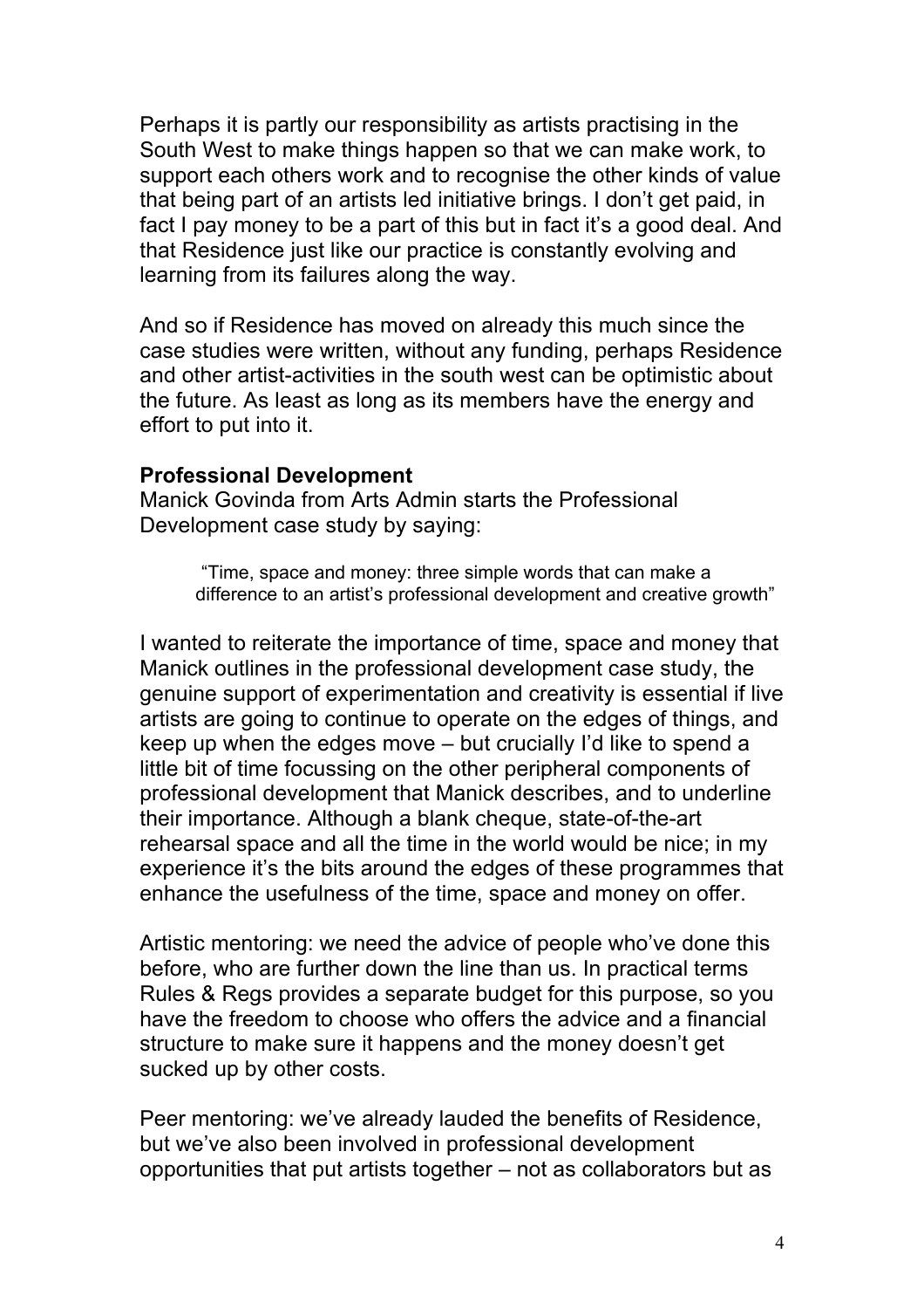Perhaps it is partly our responsibility as artists practising in the South West to make things happen so that we can make work, to support each others work and to recognise the other kinds of value that being part of an artists led initiative brings. I don't get paid, in fact I pay money to be a part of this but in fact it's a good deal. And that Residence just like our practice is constantly evolving and learning from its failures along the way.

And so if Residence has moved on already this much since the case studies were written, without any funding, perhaps Residence and other artist-activities in the south west can be optimistic about the future. As least as long as its members have the energy and effort to put into it.

**Professional Development**

Manick Govinda from Arts Admin starts the Professional Development case study by saying:

> "Time, space and money: three simple words that can make a difference to an artist's professional development and creative growth"

I wanted to reiterate the importance of time, space and money that Manick outlines in the professional development case study, the genuine support of experimentation and creativity is essential if live artists are going to continue to operate on the edges of things, and keep up when the edges move – but crucially I'd like to spend a little bit of time focussing on the other peripheral components of professional development that Manick describes, and to underline their importance. Although a blank cheque, state-of-the-art rehearsal space and all the time in the world would be nice; in my experience it's the bits around the edges of these programmes that enhance the usefulness of the time, space and money on offer.

Artistic mentoring: we need the advice of people who've done this before, who are further down the line than us. In practical terms Rules & Regs provides a separate budget for this purpose, so you have the freedom to choose who offers the advice and a financial structure to make sure it happens and the money doesn't get sucked up by other costs.

Peer mentoring: we've already lauded the benefits of Residence, but we've also been involved in professional development opportunities that put artists together – not as collaborators but as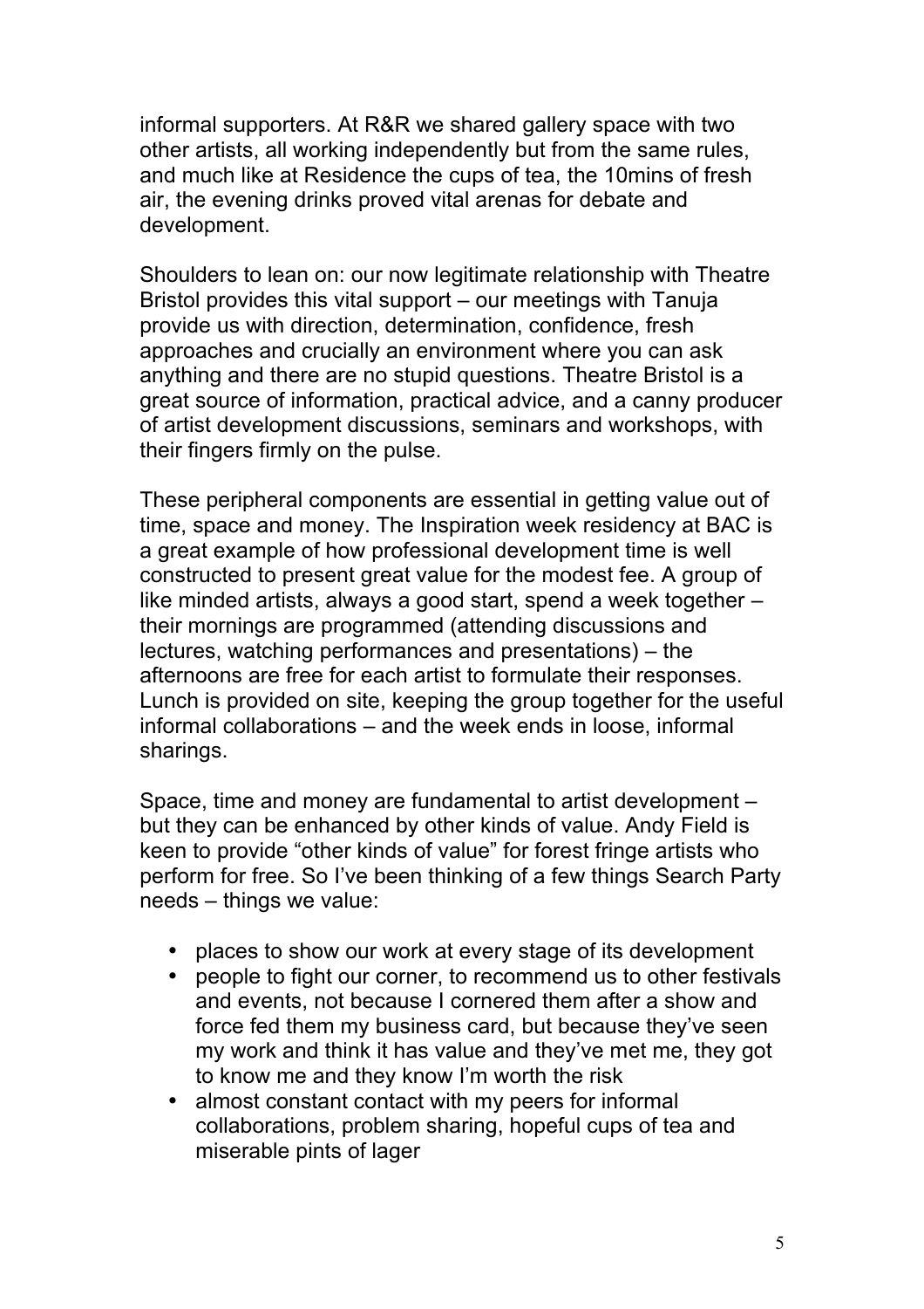informal supporters. At R&R we shared gallery space with two other artists, all working independently but from the same rules, and much like at Residence the cups of tea, the 10mins of fresh air, the evening drinks proved vital arenas for debate and development.

Shoulders to lean on: our now legitimate relationship with Theatre Bristol provides this vital support – our meetings with Tanuja provide us with direction, determination, confidence, fresh approaches and crucially an environment where you can ask anything and there are no stupid questions. Theatre Bristol is a great source of information, practical advice, and a canny producer of artist development discussions, seminars and workshops, with their fingers firmly on the pulse.

These peripheral components are essential in getting value out of time, space and money. The Inspiration week residency at BAC is a great example of how professional development time is well constructed to present great value for the modest fee. A group of like minded artists, always a good start, spend a week together – their mornings are programmed (attending discussions and lectures, watching performances and presentations) – the afternoons are free for each artist to formulate their responses. Lunch is provided on site, keeping the group together for the useful informal collaborations – and the week ends in loose, informal sharings.

Space, time and money are fundamental to artist development – but they can be enhanced by other kinds of value. Andy Field is keen to provide "other kinds of value" for forest fringe artists who perform for free. So I've been thinking of a few things Search Party needs – things we value:

- places to show our work at every stage of its development
- people to fight our corner, to recommend us to other festivals and events, not because I cornered them after a show and force fed them my business card, but because they've seen my work and think it has value and they've met me, they got to know me and they know I'm worth the risk
- almost constant contact with my peers for informal collaborations, problem sharing, hopeful cups of tea and miserable pints of lager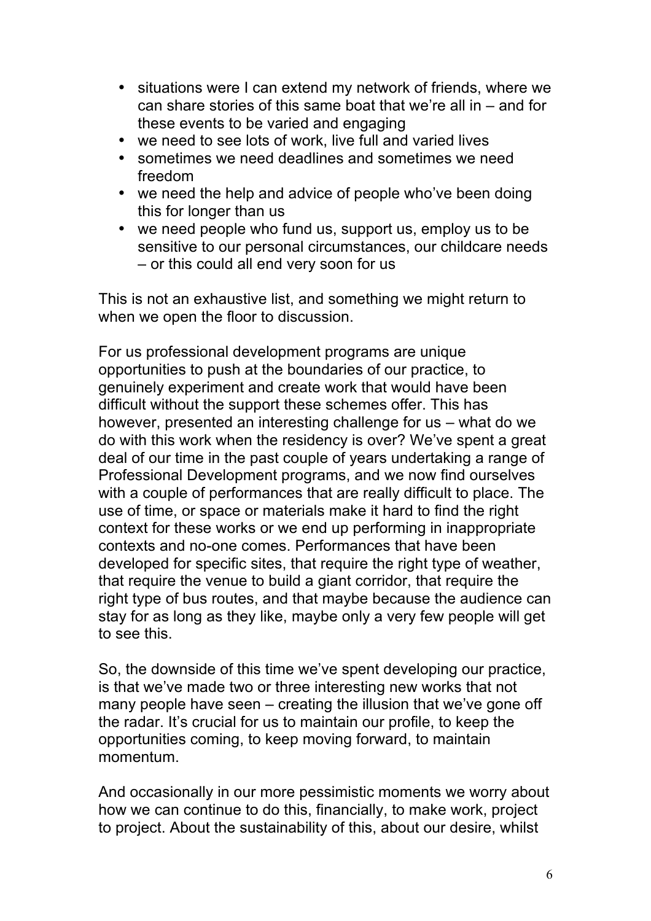- situations were I can extend my network of friends, where we can share stories of this same boat that we're all in – and for these events to be varied and engaging
- we need to see lots of work, live full and varied lives
- sometimes we need deadlines and sometimes we need freedom
- we need the help and advice of people who've been doing this for longer than us
- we need people who fund us, support us, employ us to be sensitive to our personal circumstances, our childcare needs – or this could all end very soon for us

This is not an exhaustive list, and something we might return to when we open the floor to discussion.

For us professional development programs are unique opportunities to push at the boundaries of our practice, to genuinely experiment and create work that would have been difficult without the support these schemes offer. This has however, presented an interesting challenge for us – what do we do with this work when the residency is over? We've spent a great deal of our time in the past couple of years undertaking a range of Professional Development programs, and we now find ourselves with a couple of performances that are really difficult to place. The use of time, or space or materials make it hard to find the right context for these works or we end up performing in inappropriate contexts and no-one comes. Performances that have been developed for specific sites, that require the right type of weather, that require the venue to build a giant corridor, that require the right type of bus routes, and that maybe because the audience can stay for as long as they like, maybe only a very few people will get to see this.

So, the downside of this time we've spent developing our practice, is that we've made two or three interesting new works that not many people have seen – creating the illusion that we've gone off the radar. It's crucial for us to maintain our profile, to keep the opportunities coming, to keep moving forward, to maintain momentum.

And occasionally in our more pessimistic moments we worry about how we can continue to do this, financially, to make work, project to project. About the sustainability of this, about our desire, whilst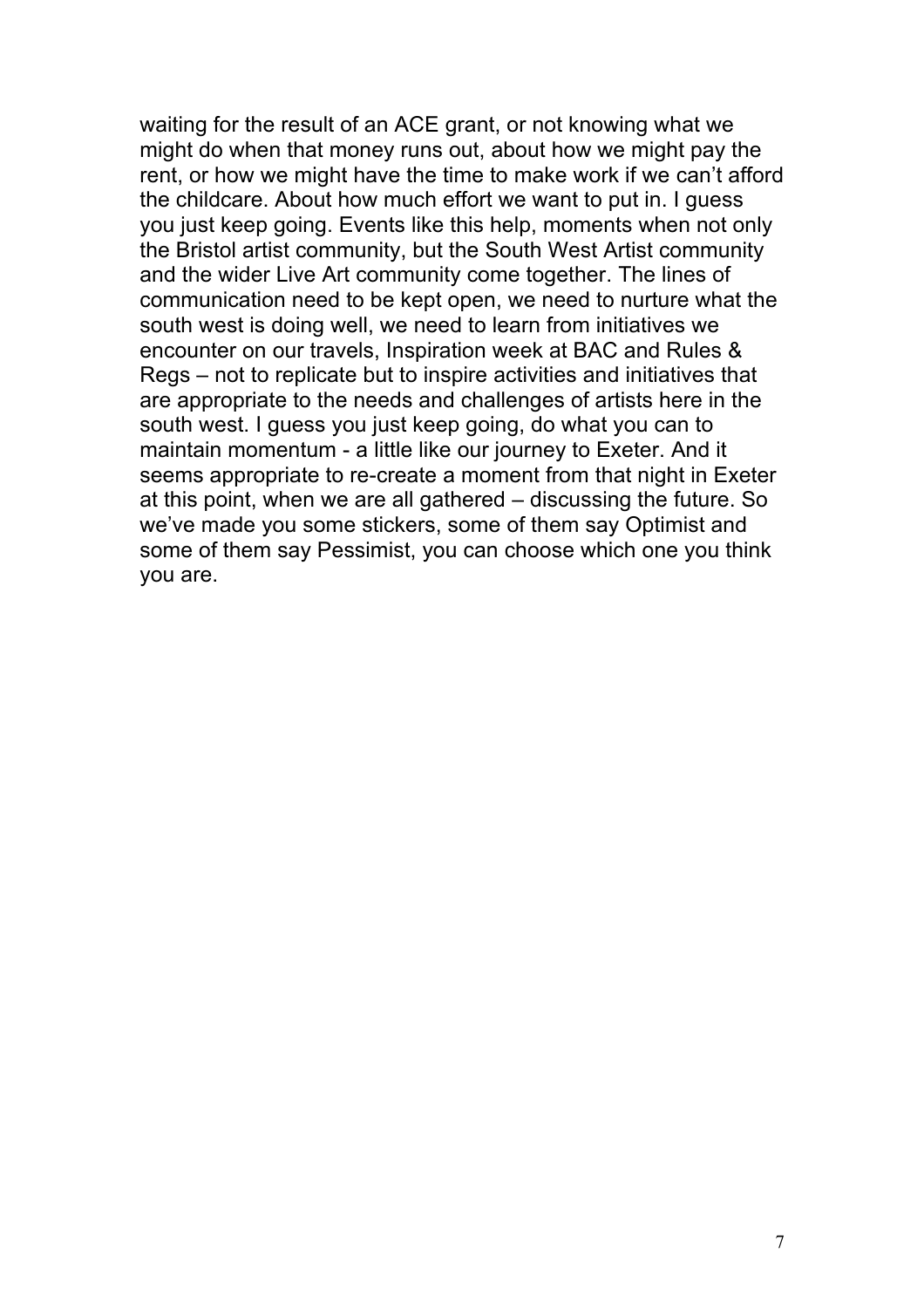waiting for the result of an ACE grant, or not knowing what we might do when that money runs out, about how we might pay the rent, or how we might have the time to make work if we can't afford the childcare. About how much effort we want to put in. I guess you just keep going. Events like this help, moments when not only the Bristol artist community, but the South West Artist community and the wider Live Art community come together. The lines of communication need to be kept open, we need to nurture what the south west is doing well, we need to learn from initiatives we encounter on our travels, Inspiration week at BAC and Rules & Regs – not to replicate but to inspire activities and initiatives that are appropriate to the needs and challenges of artists here in the south west. I guess you just keep going, do what you can to maintain momentum - a little like our journey to Exeter. And it seems appropriate to re-create a moment from that night in Exeter at this point, when we are all gathered – discussing the future. So we've made you some stickers, some of them say Optimist and some of them say Pessimist, you can choose which one you think you are.